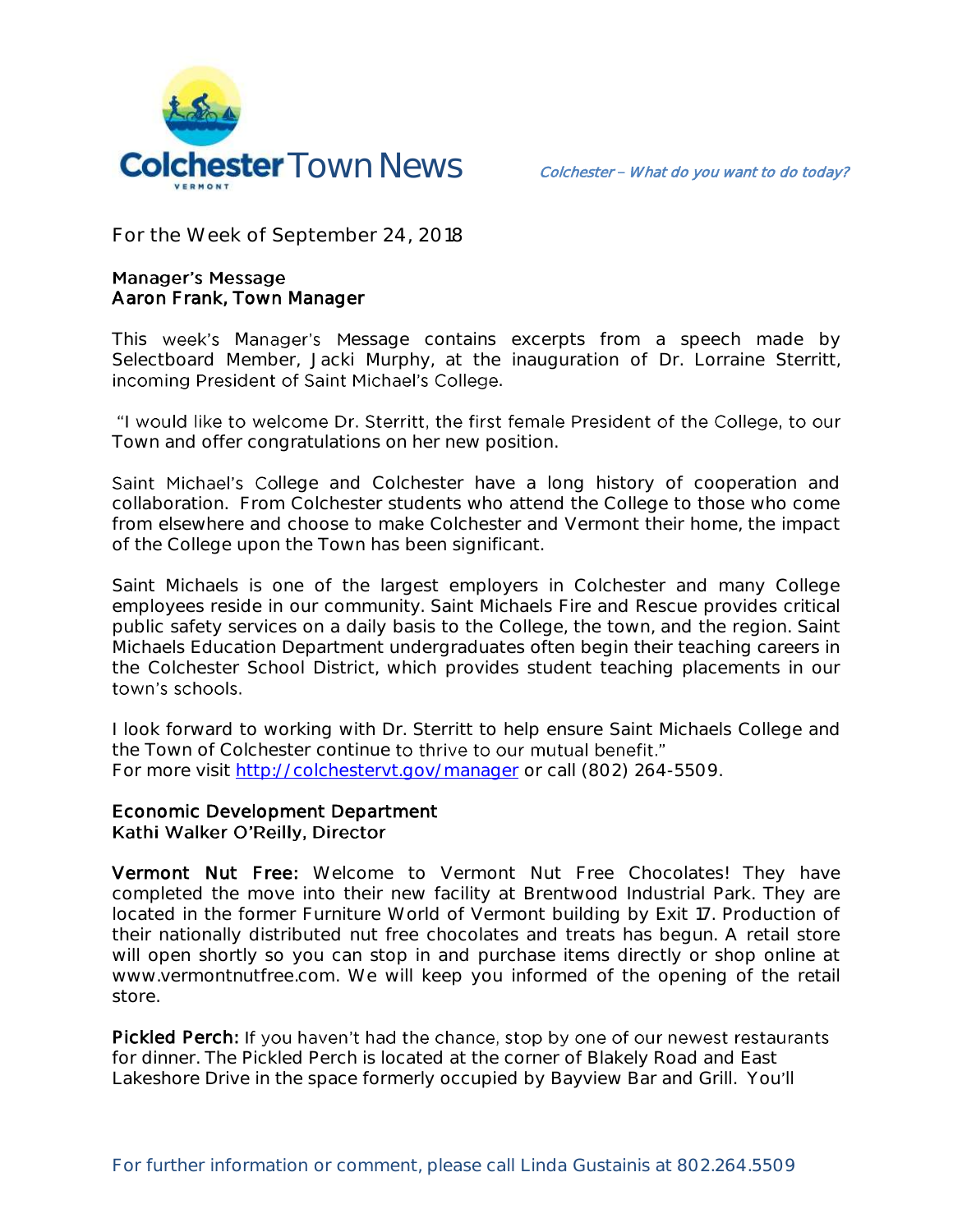# Colchester Town News

*Colchester – What do you want to do today?*

For the Week of September 24, 2018

## Manager's Message
## Aaron Frank, Town Manager

This week's Manager's Message contains excerpts from a speech made by Selectboard Member, Jacki Murphy, at the inauguration of Dr. Lorraine Sterritt, incoming President of Saint Michael's College.

"I would like to welcome Dr. Sterritt, the first female President of the College, to our Town and offer congratulations on her new position.

Saint Michael's College and Colchester have a long history of cooperation and collaboration. From Colchester students who attend the College to those who come from elsewhere and choose to make Colchester and Vermont their home, the impact of the College upon the Town has been significant.

Saint Michaels is one of the largest employers in Colchester and many College employees reside in our community. Saint Michaels Fire and Rescue provides critical public safety services on a daily basis to the College, the town, and the region. Saint Michaels Education Department undergraduates often begin their teaching careers in the Colchester School District, which provides student teaching placements in our town's schools.

I look forward to working with Dr. Sterritt to help ensure Saint Michaels College and the Town of Colchester continue to thrive to our mutual benefit."
For more visit http://colchestervt.gov/manager or call (802) 264-5509.

## Economic Development Department
## Kathi Walker O'Reilly, Director

**Vermont Nut Free:** Welcome to Vermont Nut Free Chocolates! They have completed the move into their new facility at Brentwood Industrial Park. They are located in the former Furniture World of Vermont building by Exit 17. Production of their nationally distributed nut free chocolates and treats has begun. A retail store will open shortly so you can stop in and purchase items directly or shop online at www.vermontnutfree.com. We will keep you informed of the opening of the retail store.

**Pickled Perch:** If you haven't had the chance, stop by one of our newest restaurants for dinner. The Pickled Perch is located at the corner of Blakely Road and East Lakeshore Drive in the space formerly occupied by Bayview Bar and Grill. You'll

For further information or comment, please call Linda Gustainis at 802.264.5509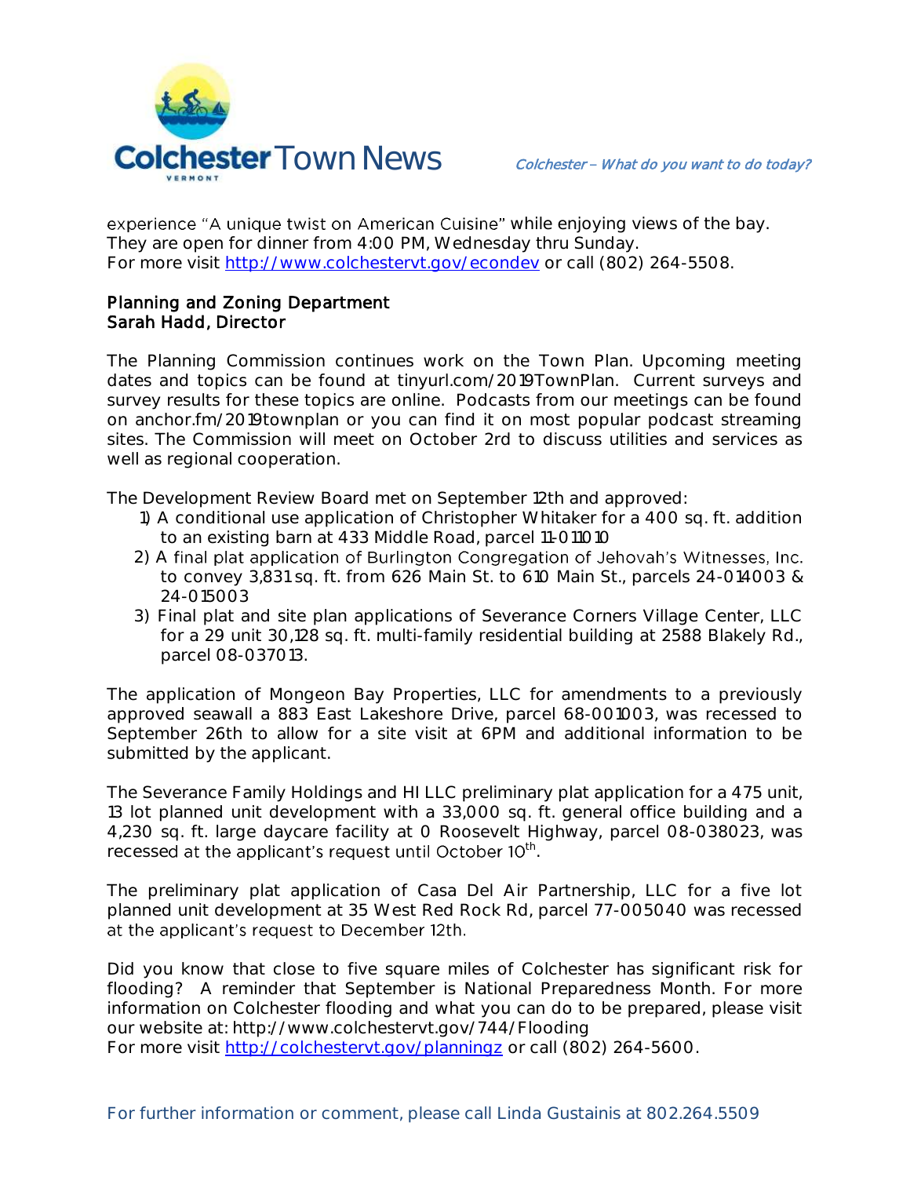experience "A unique twist on American Cuisine" while enjoying views of the bay. They are open for dinner from 4:00 PM, Wednesday thru Sunday.
For more visit http://www.colchestervt.gov/econdev or call (802) 264-5508.

**Planning and Zoning Department**
**Sarah Hadd, Director**

The Planning Commission continues work on the Town Plan. Upcoming meeting dates and topics can be found at tinyurl.com/2019TownPlan. Current surveys and survey results for these topics are online. Podcasts from our meetings can be found on anchor.fm/2019townplan or you can find it on most popular podcast streaming sites. The Commission will meet on October 2nd to discuss utilities and services as well as regional cooperation.

The Development Review Board met on September 12th and approved:

1) A conditional use application of Christopher Whitaker for a 400 sq. ft. addition to an existing barn at 433 Middle Road, parcel 11-011010
2) A final plat application of Burlington Congregation of Jehovah's Witnesses, Inc. to convey 3,831 sq. ft. from 626 Main St. to 610 Main St., parcels 24-014003 & 24-015003
3) Final plat and site plan applications of Severance Corners Village Center, LLC for a 29 unit 30,128 sq. ft. multi-family residential building at 2588 Blakely Rd., parcel 08-037013.

The application of Mongeon Bay Properties, LLC for amendments to a previously approved seawall a 883 East Lakeshore Drive, parcel 68-001003, was recessed to September 26th to allow for a site visit at 6PM and additional information to be submitted by the applicant.

The Severance Family Holdings and HI LLC preliminary plat application for a 475 unit, 13 lot planned unit development with a 33,000 sq. ft. general office building and a 4,230 sq. ft. large daycare facility at 0 Roosevelt Highway, parcel 08-038023, was recessed at the applicant's request until October 10th.

The preliminary plat application of Casa Del Air Partnership, LLC for a five lot planned unit development at 35 West Red Rock Rd, parcel 77-005040 was recessed at the applicant's request to December 12th.

Did you know that close to five square miles of Colchester has significant risk for flooding? A reminder that September is National Preparedness Month. For more information on Colchester flooding and what you can do to be prepared, please visit our website at: http://www.colchestervt.gov/744/Flooding
For more visit http://colchestervt.gov/planningz or call (802) 264-5600.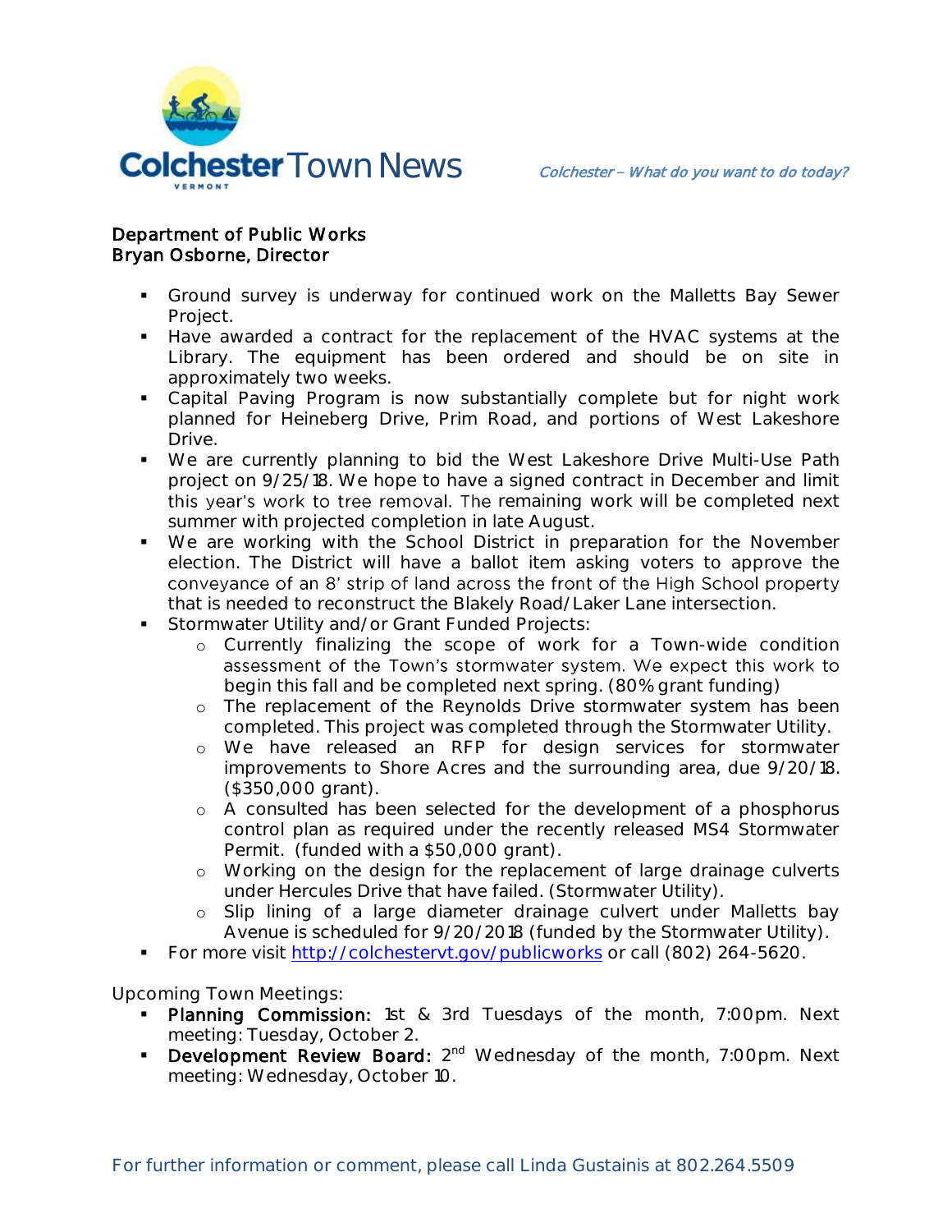**Department of Public Works**
**Bryan Osborne, Director**

- Ground survey is underway for continued work on the Malletts Bay Sewer Project.
- Have awarded a contract for the replacement of the HVAC systems at the Library. The equipment has been ordered and should be on site in approximately two weeks.
- Capital Paving Program is now substantially complete but for night work planned for Heineberg Drive, Prim Road, and portions of West Lakeshore Drive.
- We are currently planning to bid the West Lakeshore Drive Multi-Use Path project on 9/25/18. We hope to have a signed contract in December and limit this year's work to tree removal. The remaining work will be completed next summer with projected completion in late August.
- We are working with the School District in preparation for the November election. The District will have a ballot item asking voters to approve the conveyance of an 8' strip of land across the front of the High School property that is needed to reconstruct the Blakely Road/Laker Lane intersection.
- Stormwater Utility and/or Grant Funded Projects:
  - Currently finalizing the scope of work for a Town-wide condition assessment of the Town's stormwater system. We expect this work to begin this fall and be completed next spring. (80% grant funding)
  - The replacement of the Reynolds Drive stormwater system has been completed. This project was completed through the Stormwater Utility.
  - We have released an RFP for design services for stormwater improvements to Shore Acres and the surrounding area, due 9/20/18. ($350,000 grant).
  - A consulted has been selected for the development of a phosphorus control plan as required under the recently released MS4 Stormwater Permit. (funded with a $50,000 grant).
  - Working on the design for the replacement of large drainage culverts under Hercules Drive that have failed. (Stormwater Utility).
  - Slip lining of a large diameter drainage culvert under Malletts bay Avenue is scheduled for 9/20/2018 (funded by the Stormwater Utility).
- For more visit http://colchestervt.gov/publicworks or call (802) 264-5620.

Upcoming Town Meetings:

- **Planning Commission:** 1st & 3rd Tuesdays of the month, 7:00pm. Next meeting: Tuesday, October 2.
- **Development Review Board:** 2nd Wednesday of the month, 7:00pm. Next meeting: Wednesday, October 10.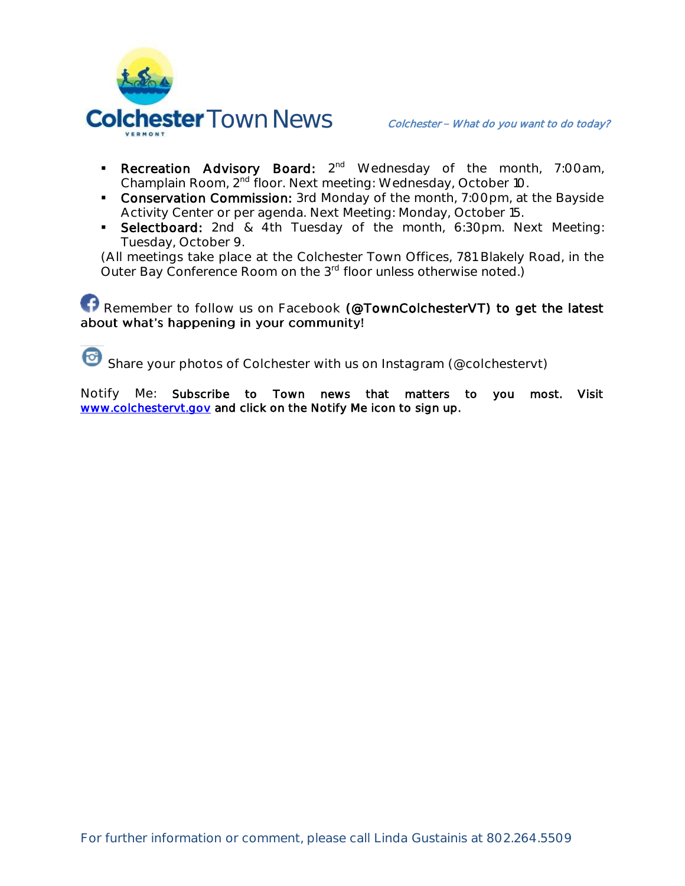- **Recreation Advisory Board:** 2nd Wednesday of the month, 7:00am, Champlain Room, 2nd floor. Next meeting: Wednesday, October 10.
- **Conservation Commission:** 3rd Monday of the month, 7:00pm, at the Bayside Activity Center or per agenda. Next Meeting: Monday, October 15.
- **Selectboard:** 2nd & 4th Tuesday of the month, 6:30pm. Next Meeting: Tuesday, October 9.

(All meetings take place at the Colchester Town Offices, 781 Blakely Road, in the Outer Bay Conference Room on the 3rd floor unless otherwise noted.)

Remember to follow us on Facebook **(@TownColchesterVT) to get the latest about what's happening in your community!**

Share your photos of Colchester with us on Instagram (@colchestervt)

Notify Me: **Subscribe to Town news that matters to you most. Visit [www.colchestervt.gov](http://www.colchestervt.gov) and click on the Notify Me icon to sign up.**

For further information or comment, please call Linda Gustainis at 802.264.5509